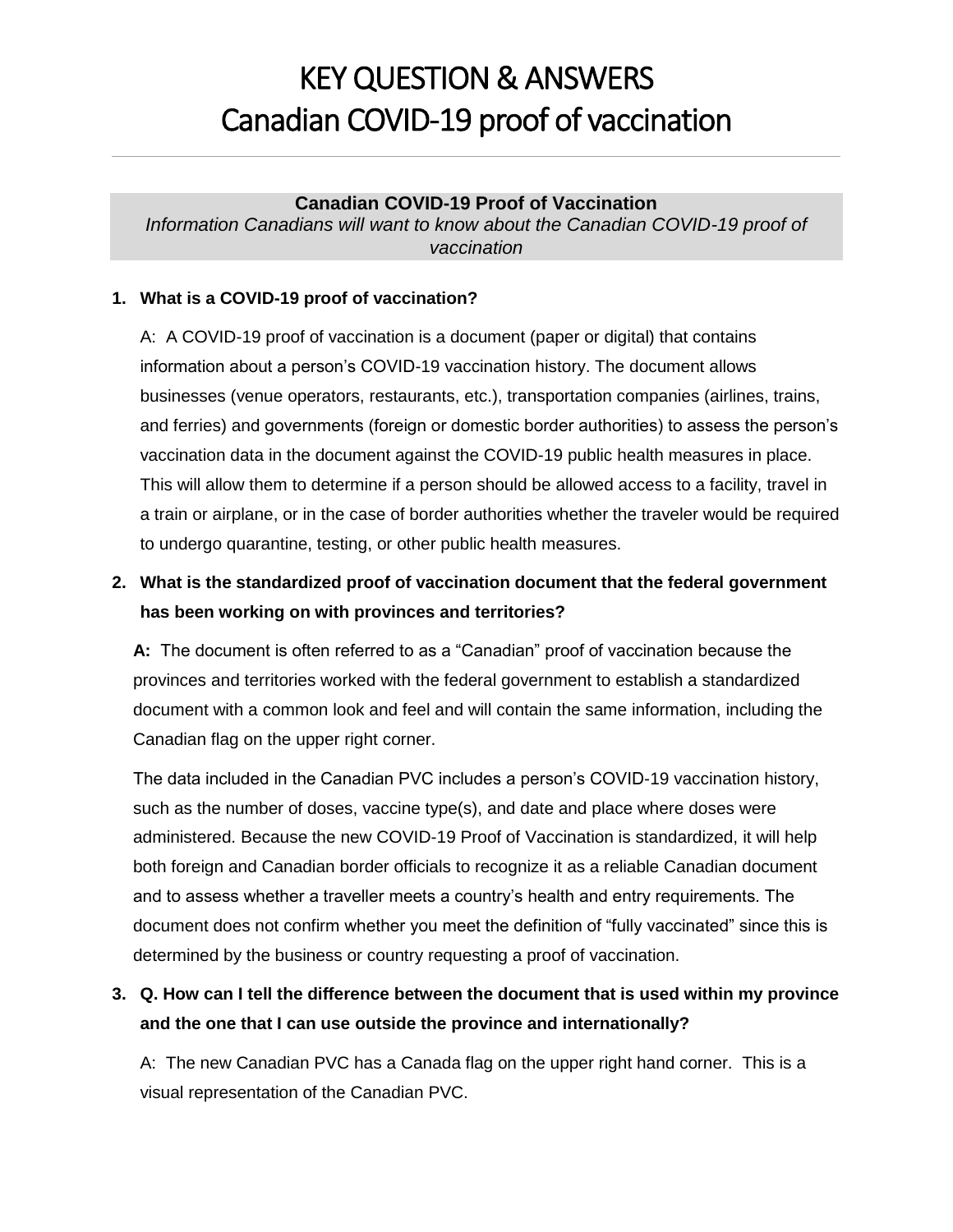# KEY QUESTION & ANSWERS
# Canadian COVID-19 proof of vaccination

---

**Canadian COVID-19 Proof of Vaccination**

*Information Canadians will want to know about the Canadian COVID-19 proof of vaccination*

**1. What is a COVID-19 proof of vaccination?**

A: A COVID-19 proof of vaccination is a document (paper or digital) that contains information about a person's COVID-19 vaccination history. The document allows businesses (venue operators, restaurants, etc.), transportation companies (airlines, trains, and ferries) and governments (foreign or domestic border authorities) to assess the person's vaccination data in the document against the COVID-19 public health measures in place. This will allow them to determine if a person should be allowed access to a facility, travel in a train or airplane, or in the case of border authorities whether the traveler would be required to undergo quarantine, testing, or other public health measures.

**2. What is the standardized proof of vaccination document that the federal government has been working on with provinces and territories?**

**A:** The document is often referred to as a "Canadian" proof of vaccination because the provinces and territories worked with the federal government to establish a standardized document with a common look and feel and will contain the same information, including the Canadian flag on the upper right corner.

The data included in the Canadian PVC includes a person's COVID-19 vaccination history, such as the number of doses, vaccine type(s), and date and place where doses were administered. Because the new COVID-19 Proof of Vaccination is standardized, it will help both foreign and Canadian border officials to recognize it as a reliable Canadian document and to assess whether a traveller meets a country's health and entry requirements. The document does not confirm whether you meet the definition of "fully vaccinated" since this is determined by the business or country requesting a proof of vaccination.

**3. Q. How can I tell the difference between the document that is used within my province and the one that I can use outside the province and internationally?**

A: The new Canadian PVC has a Canada flag on the upper right hand corner. This is a visual representation of the Canadian PVC.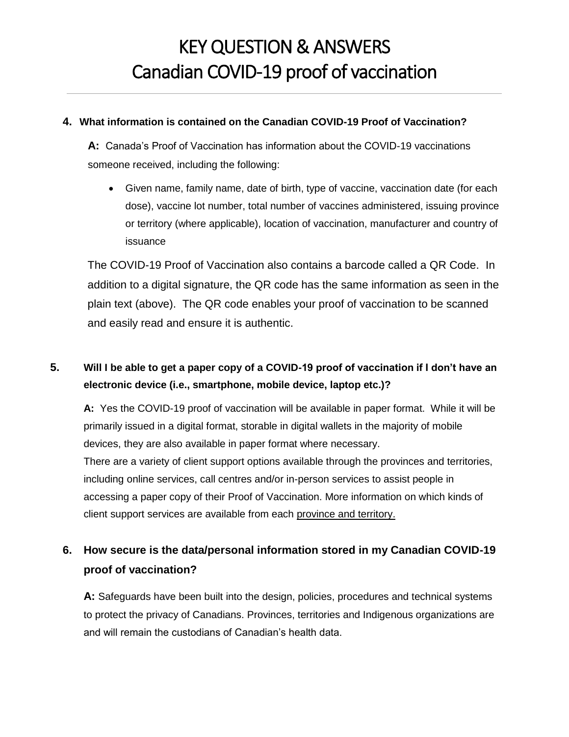# KEY QUESTION & ANSWERS
# Canadian COVID-19 proof of vaccination

**4. What information is contained on the Canadian COVID-19 Proof of Vaccination?**

**A:** Canada's Proof of Vaccination has information about the COVID-19 vaccinations someone received, including the following:

- Given name, family name, date of birth, type of vaccine, vaccination date (for each dose), vaccine lot number, total number of vaccines administered, issuing province or territory (where applicable), location of vaccination, manufacturer and country of issuance

The COVID-19 Proof of Vaccination also contains a barcode called a QR Code. In addition to a digital signature, the QR code has the same information as seen in the plain text (above). The QR code enables your proof of vaccination to be scanned and easily read and ensure it is authentic.

**5. Will I be able to get a paper copy of a COVID-19 proof of vaccination if I don't have an electronic device (i.e., smartphone, mobile device, laptop etc.)?**

**A:** Yes the COVID-19 proof of vaccination will be available in paper format. While it will be primarily issued in a digital format, storable in digital wallets in the majority of mobile devices, they are also available in paper format where necessary.

There are a variety of client support options available through the provinces and territories, including online services, call centres and/or in-person services to assist people in accessing a paper copy of their Proof of Vaccination. More information on which kinds of client support services are available from each province and territory.

**6. How secure is the data/personal information stored in my Canadian COVID-19 proof of vaccination?**

**A:** Safeguards have been built into the design, policies, procedures and technical systems to protect the privacy of Canadians. Provinces, territories and Indigenous organizations are and will remain the custodians of Canadian's health data.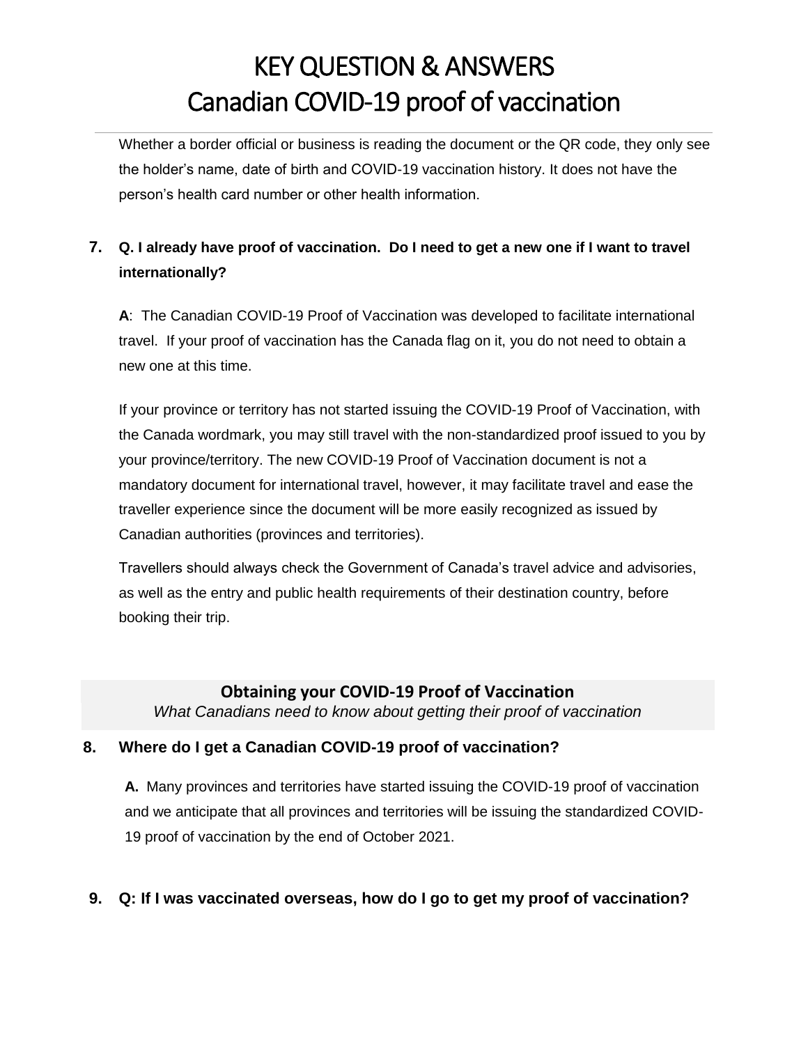Whether a border official or business is reading the document or the QR code, they only see the holder's name, date of birth and COVID-19 vaccination history. It does not have the person's health card number or other health information.

7. **Q. I already have proof of vaccination. Do I need to get a new one if I want to travel internationally?**

   **A**: The Canadian COVID-19 Proof of Vaccination was developed to facilitate international travel. If your proof of vaccination has the Canada flag on it, you do not need to obtain a new one at this time.

   If your province or territory has not started issuing the COVID-19 Proof of Vaccination, with the Canada wordmark, you may still travel with the non-standardized proof issued to you by your province/territory. The new COVID-19 Proof of Vaccination document is not a mandatory document for international travel, however, it may facilitate travel and ease the traveller experience since the document will be more easily recognized as issued by Canadian authorities (provinces and territories).

   Travellers should always check the Government of Canada's travel advice and advisories, as well as the entry and public health requirements of their destination country, before booking their trip.

## Obtaining your COVID-19 Proof of Vaccination

*What Canadians need to know about getting their proof of vaccination*

8. **Where do I get a Canadian COVID-19 proof of vaccination?**

   **A.** Many provinces and territories have started issuing the COVID-19 proof of vaccination and we anticipate that all provinces and territories will be issuing the standardized COVID-19 proof of vaccination by the end of October 2021.

9. **Q: If I was vaccinated overseas, how do I go to get my proof of vaccination?**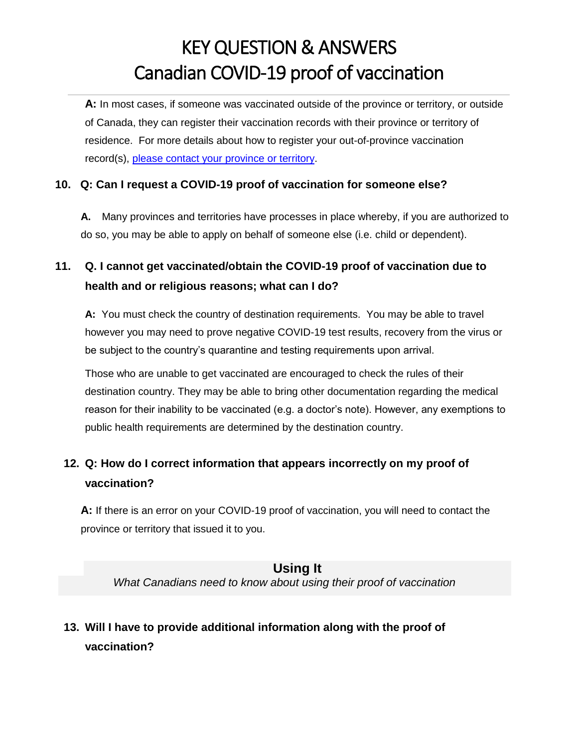**A:** In most cases, if someone was vaccinated outside of the province or territory, or outside of Canada, they can register their vaccination records with their province or territory of residence. For more details about how to register your out-of-province vaccination record(s), please contact your province or territory.

**10. Q: Can I request a COVID-19 proof of vaccination for someone else?**

**A.** Many provinces and territories have processes in place whereby, if you are authorized to do so, you may be able to apply on behalf of someone else (i.e. child or dependent).

**11. Q. I cannot get vaccinated/obtain the COVID-19 proof of vaccination due to health and or religious reasons; what can I do?**

**A:** You must check the country of destination requirements. You may be able to travel however you may need to prove negative COVID-19 test results, recovery from the virus or be subject to the country's quarantine and testing requirements upon arrival.

Those who are unable to get vaccinated are encouraged to check the rules of their destination country. They may be able to bring other documentation regarding the medical reason for their inability to be vaccinated (e.g. a doctor's note). However, any exemptions to public health requirements are determined by the destination country.

**12. Q: How do I correct information that appears incorrectly on my proof of vaccination?**

**A:** If there is an error on your COVID-19 proof of vaccination, you will need to contact the province or territory that issued it to you.

## Using It

*What Canadians need to know about using their proof of vaccination*

**13. Will I have to provide additional information along with the proof of vaccination?**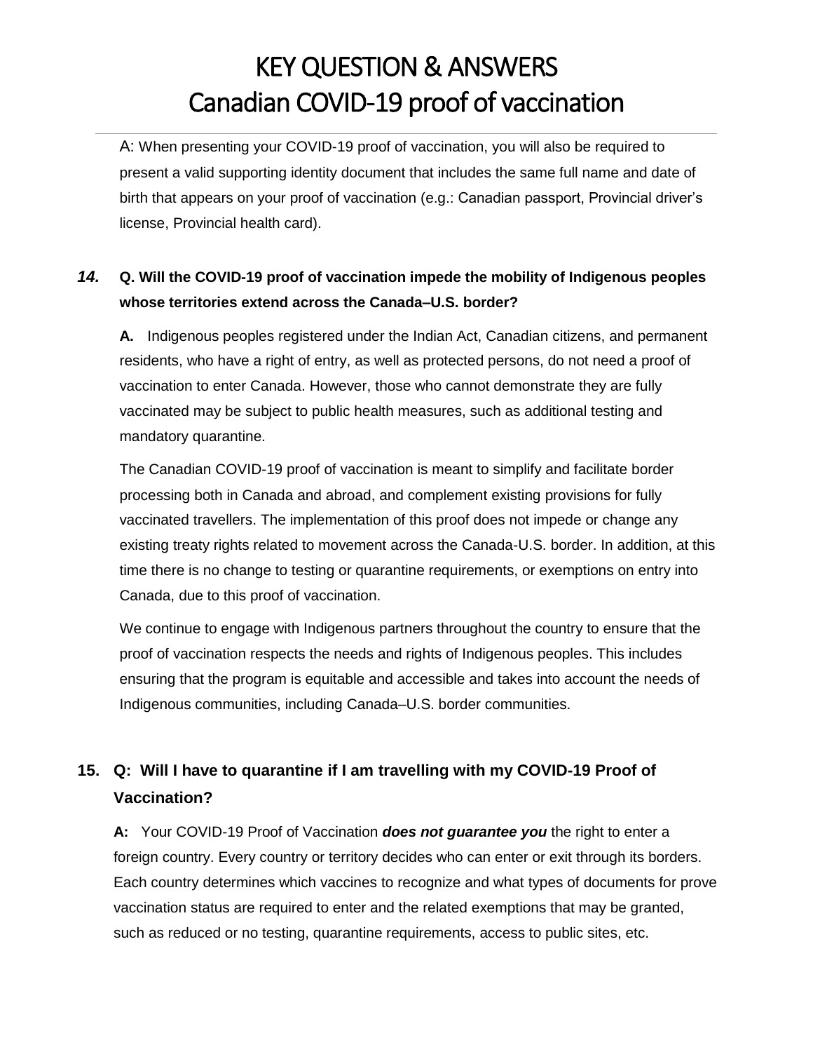A: When presenting your COVID-19 proof of vaccination, you will also be required to present a valid supporting identity document that includes the same full name and date of birth that appears on your proof of vaccination (e.g.: Canadian passport, Provincial driver's license, Provincial health card).

***14.*** **Q. Will the COVID-19 proof of vaccination impede the mobility of Indigenous peoples whose territories extend across the Canada–U.S. border?**

**A.** Indigenous peoples registered under the Indian Act, Canadian citizens, and permanent residents, who have a right of entry, as well as protected persons, do not need a proof of vaccination to enter Canada. However, those who cannot demonstrate they are fully vaccinated may be subject to public health measures, such as additional testing and mandatory quarantine.

The Canadian COVID-19 proof of vaccination is meant to simplify and facilitate border processing both in Canada and abroad, and complement existing provisions for fully vaccinated travellers. The implementation of this proof does not impede or change any existing treaty rights related to movement across the Canada-U.S. border. In addition, at this time there is no change to testing or quarantine requirements, or exemptions on entry into Canada, due to this proof of vaccination.

We continue to engage with Indigenous partners throughout the country to ensure that the proof of vaccination respects the needs and rights of Indigenous peoples. This includes ensuring that the program is equitable and accessible and takes into account the needs of Indigenous communities, including Canada–U.S. border communities.

**15. Q: Will I have to quarantine if I am travelling with my COVID-19 Proof of Vaccination?**

**A:** Your COVID-19 Proof of Vaccination ***does not guarantee you*** the right to enter a foreign country. Every country or territory decides who can enter or exit through its borders. Each country determines which vaccines to recognize and what types of documents for prove vaccination status are required to enter and the related exemptions that may be granted, such as reduced or no testing, quarantine requirements, access to public sites, etc.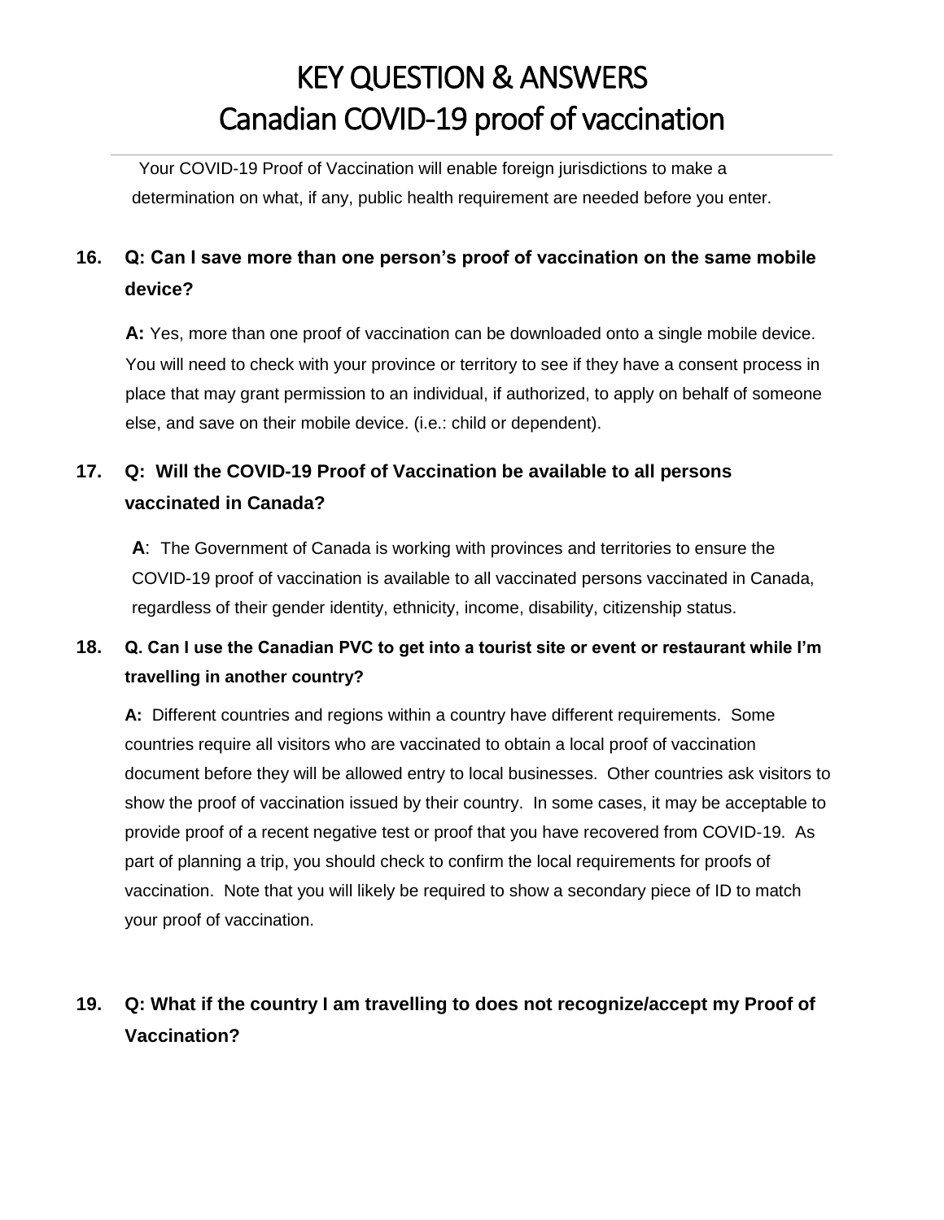# KEY QUESTION & ANSWERS
# Canadian COVID-19 proof of vaccination

Your COVID-19 Proof of Vaccination will enable foreign jurisdictions to make a determination on what, if any, public health requirement are needed before you enter.

**16. Q: Can I save more than one person's proof of vaccination on the same mobile device?**

**A:** Yes, more than one proof of vaccination can be downloaded onto a single mobile device. You will need to check with your province or territory to see if they have a consent process in place that may grant permission to an individual, if authorized, to apply on behalf of someone else, and save on their mobile device. (i.e.: child or dependent).

**17. Q: Will the COVID-19 Proof of Vaccination be available to all persons vaccinated in Canada?**

**A**: The Government of Canada is working with provinces and territories to ensure the COVID-19 proof of vaccination is available to all vaccinated persons vaccinated in Canada, regardless of their gender identity, ethnicity, income, disability, citizenship status.

**18. Q. Can I use the Canadian PVC to get into a tourist site or event or restaurant while I'm travelling in another country?**

**A:** Different countries and regions within a country have different requirements. Some countries require all visitors who are vaccinated to obtain a local proof of vaccination document before they will be allowed entry to local businesses. Other countries ask visitors to show the proof of vaccination issued by their country. In some cases, it may be acceptable to provide proof of a recent negative test or proof that you have recovered from COVID-19. As part of planning a trip, you should check to confirm the local requirements for proofs of vaccination. Note that you will likely be required to show a secondary piece of ID to match your proof of vaccination.

**19. Q: What if the country I am travelling to does not recognize/accept my Proof of Vaccination?**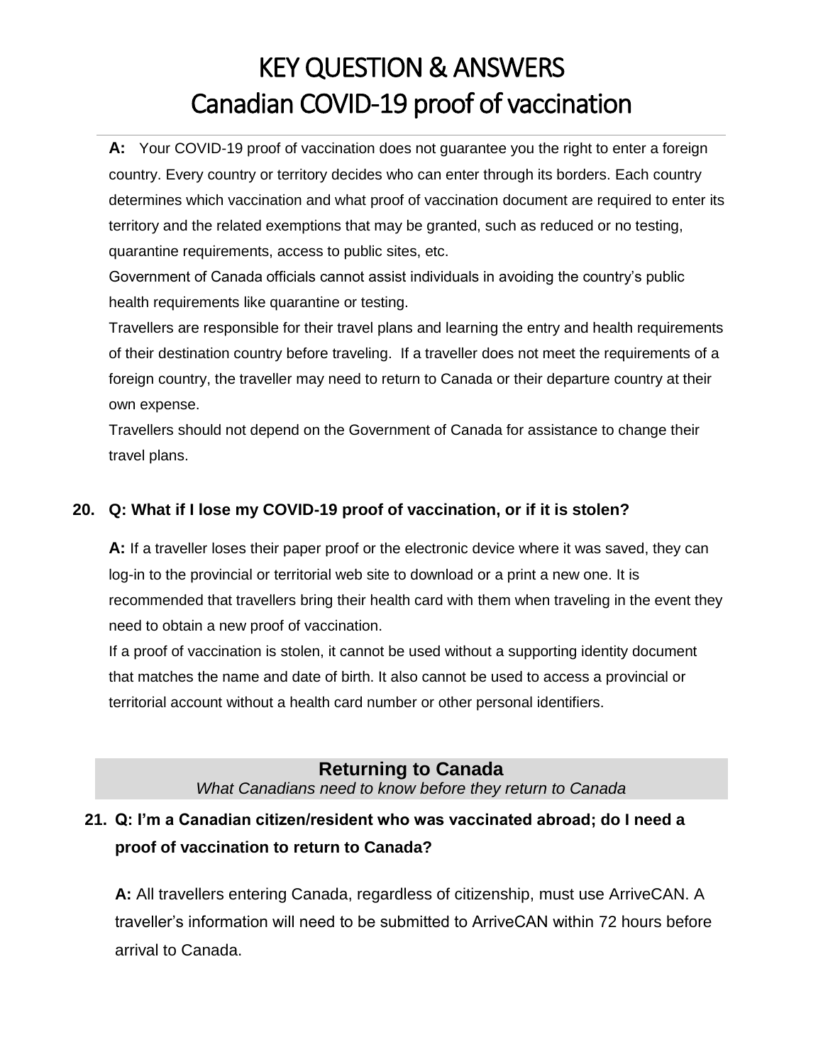**A:** Your COVID-19 proof of vaccination does not guarantee you the right to enter a foreign country. Every country or territory decides who can enter through its borders. Each country determines which vaccination and what proof of vaccination document are required to enter its territory and the related exemptions that may be granted, such as reduced or no testing, quarantine requirements, access to public sites, etc.

Government of Canada officials cannot assist individuals in avoiding the country's public health requirements like quarantine or testing.

Travellers are responsible for their travel plans and learning the entry and health requirements of their destination country before traveling. If a traveller does not meet the requirements of a foreign country, the traveller may need to return to Canada or their departure country at their own expense.

Travellers should not depend on the Government of Canada for assistance to change their travel plans.

**20. Q: What if I lose my COVID-19 proof of vaccination, or if it is stolen?**

**A:** If a traveller loses their paper proof or the electronic device where it was saved, they can log-in to the provincial or territorial web site to download or a print a new one. It is recommended that travellers bring their health card with them when traveling in the event they need to obtain a new proof of vaccination.

If a proof of vaccination is stolen, it cannot be used without a supporting identity document that matches the name and date of birth. It also cannot be used to access a provincial or territorial account without a health card number or other personal identifiers.

## Returning to Canada

*What Canadians need to know before they return to Canada*

**21. Q: I'm a Canadian citizen/resident who was vaccinated abroad; do I need a proof of vaccination to return to Canada?**

**A:** All travellers entering Canada, regardless of citizenship, must use ArriveCAN. A traveller's information will need to be submitted to ArriveCAN within 72 hours before arrival to Canada.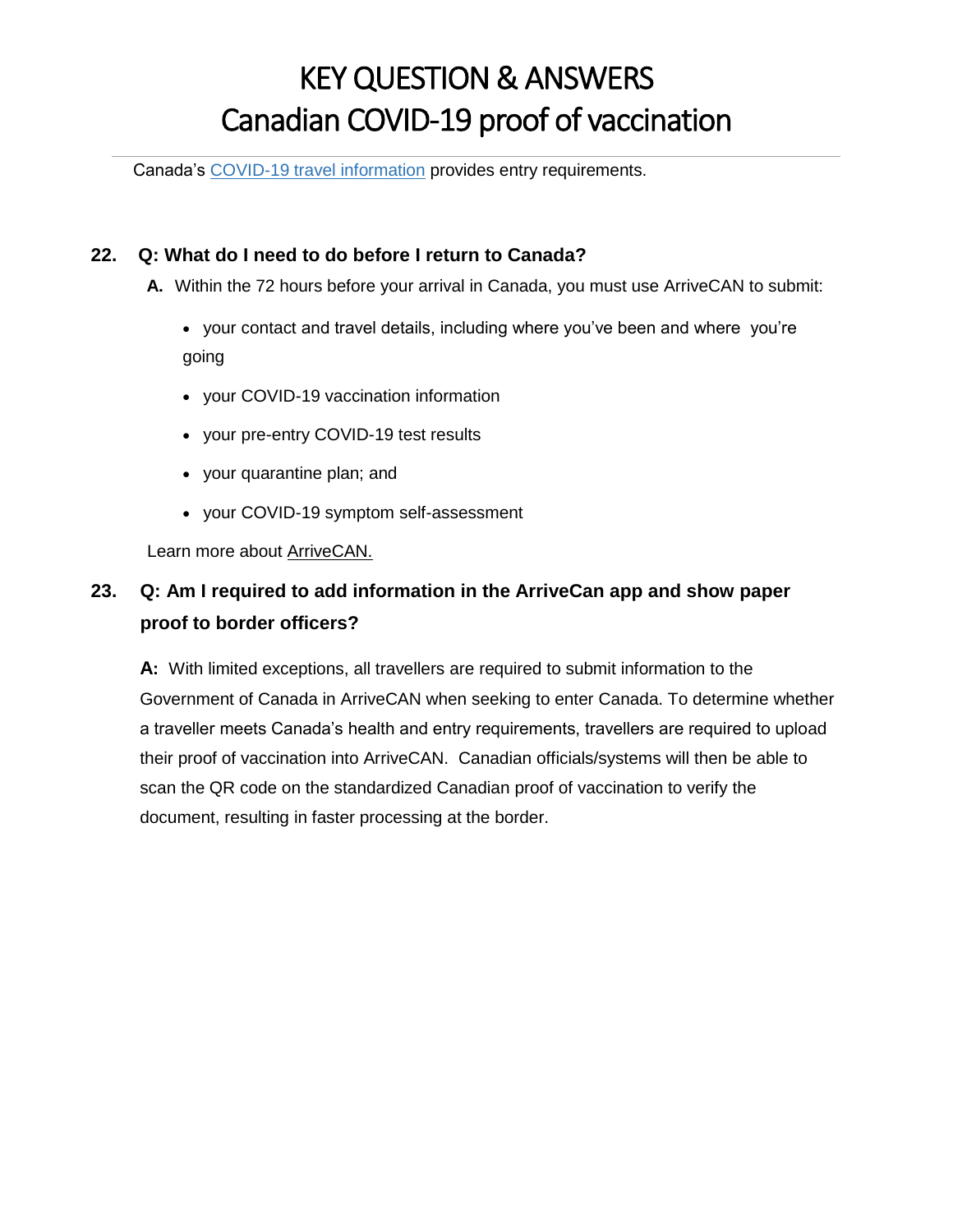# KEY QUESTION & ANSWERS Canadian COVID-19 proof of vaccination

Canada's COVID-19 travel information provides entry requirements.

**22. Q: What do I need to do before I return to Canada?**

**A.** Within the 72 hours before your arrival in Canada, you must use ArriveCAN to submit:

- your contact and travel details, including where you've been and where you're going
- your COVID-19 vaccination information
- your pre-entry COVID-19 test results
- your quarantine plan; and
- your COVID-19 symptom self-assessment

Learn more about ArriveCAN.

**23. Q: Am I required to add information in the ArriveCan app and show paper proof to border officers?**

**A:** With limited exceptions, all travellers are required to submit information to the Government of Canada in ArriveCAN when seeking to enter Canada. To determine whether a traveller meets Canada's health and entry requirements, travellers are required to upload their proof of vaccination into ArriveCAN. Canadian officials/systems will then be able to scan the QR code on the standardized Canadian proof of vaccination to verify the document, resulting in faster processing at the border.